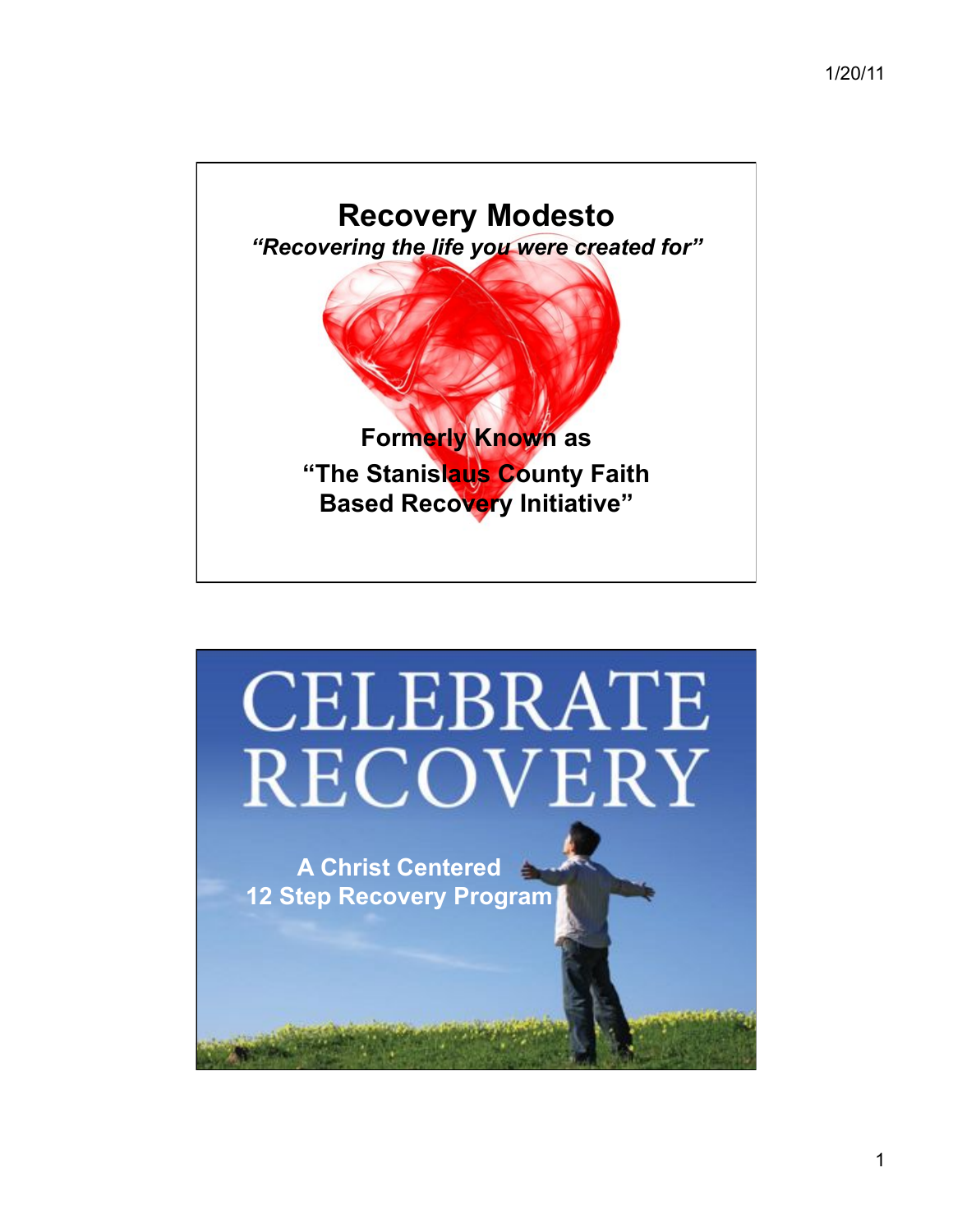# Recovery Modesto

*"Recovering the life you were created for"*

**Formerly Known as "The Stanislaus County Faith Based Recovery Initiative"**

# CELEBRATE RECOVERY

**A Christ Centered 12 Step Recovery Program**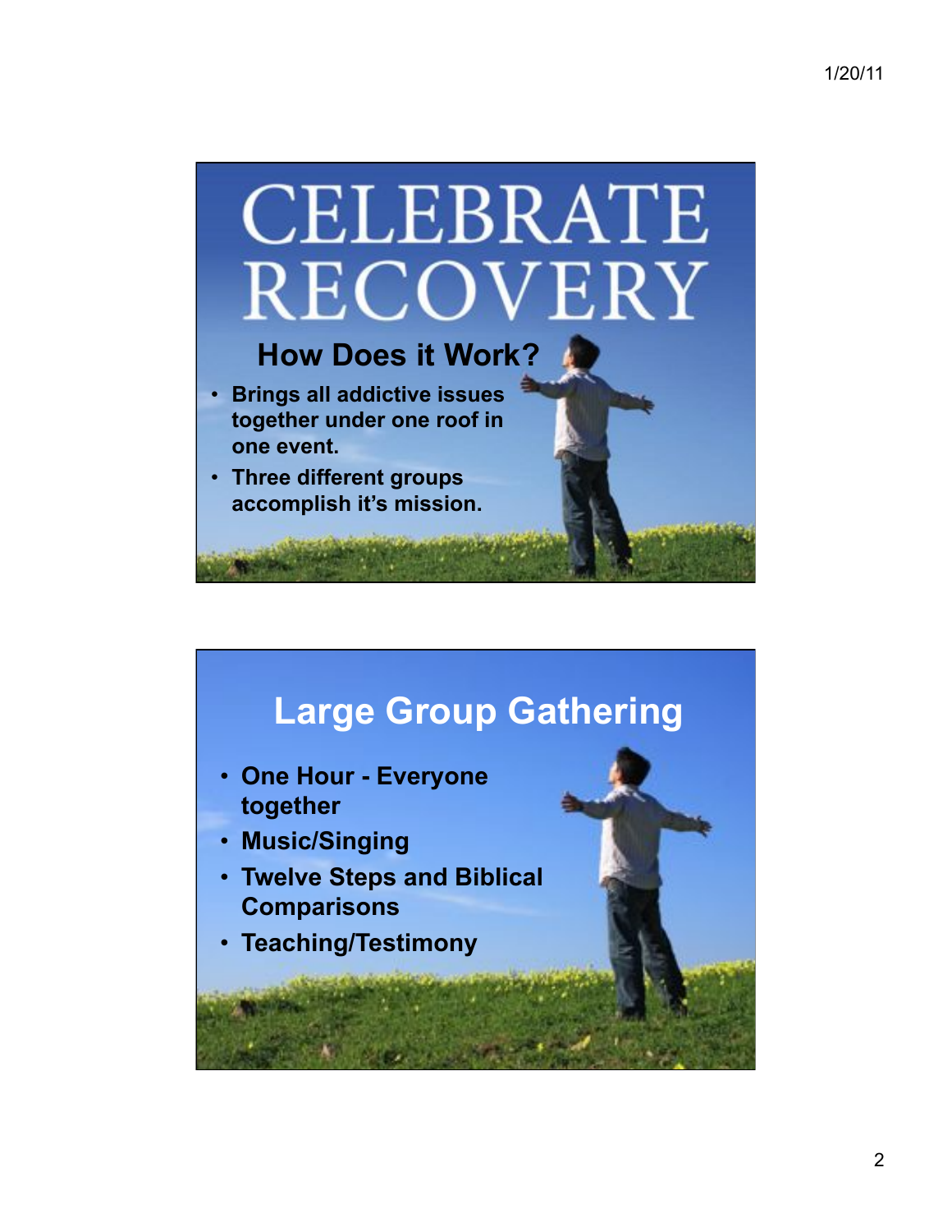# CELEBRATE RECOVERY

## How Does it Work?

- Brings all addictive issues together under one roof in one event.
- Three different groups accomplish it's mission.

## Large Group Gathering

- One Hour - Everyone together
- Music/Singing
- Twelve Steps and Biblical Comparisons
- Teaching/Testimony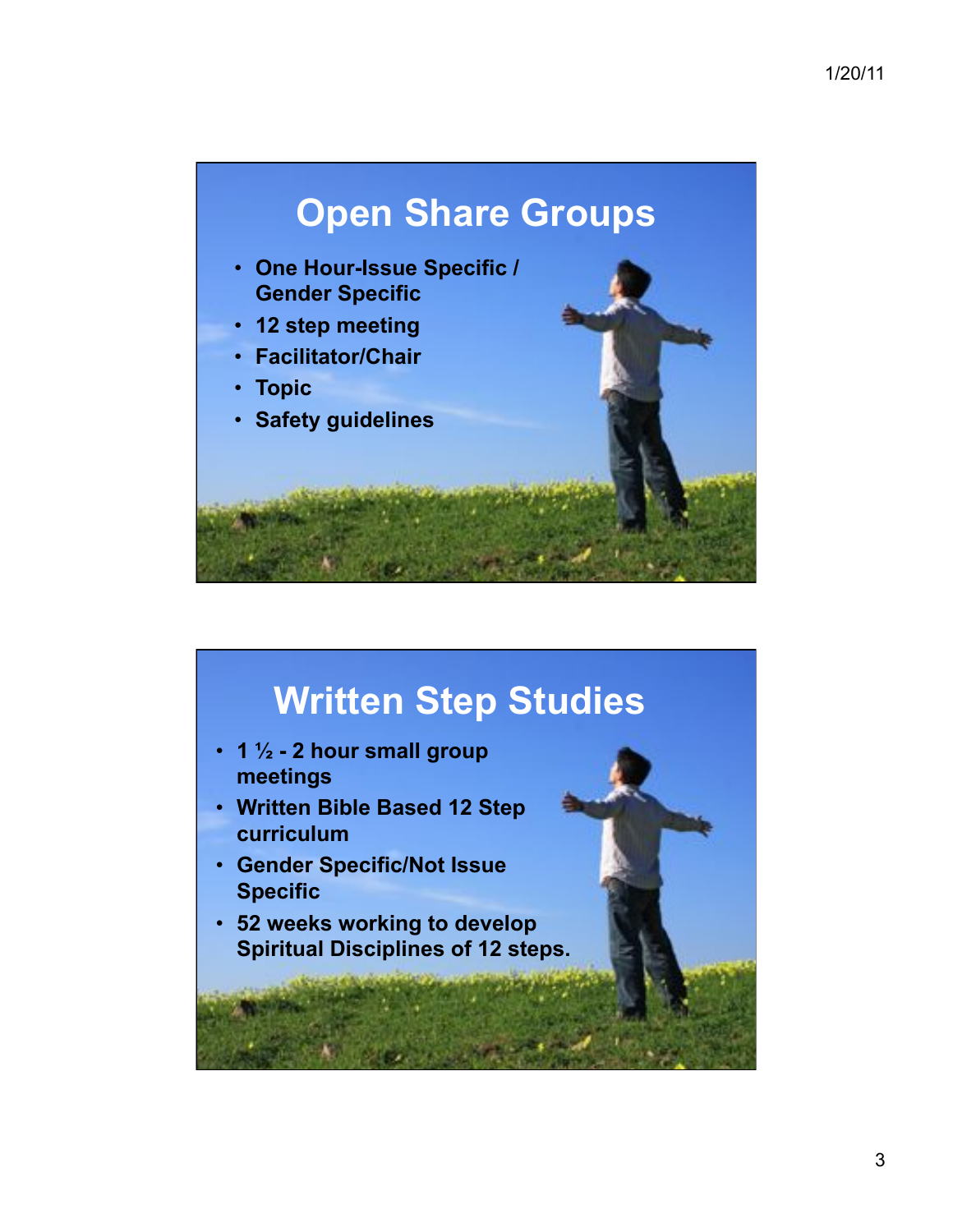# Open Share Groups

- One Hour-Issue Specific / Gender Specific
- 12 step meeting
- Facilitator/Chair
- Topic
- Safety guidelines

# Written Step Studies

- 1 ½ - 2 hour small group meetings
- Written Bible Based 12 Step curriculum
- Gender Specific/Not Issue Specific
- 52 weeks working to develop Spiritual Disciplines of 12 steps.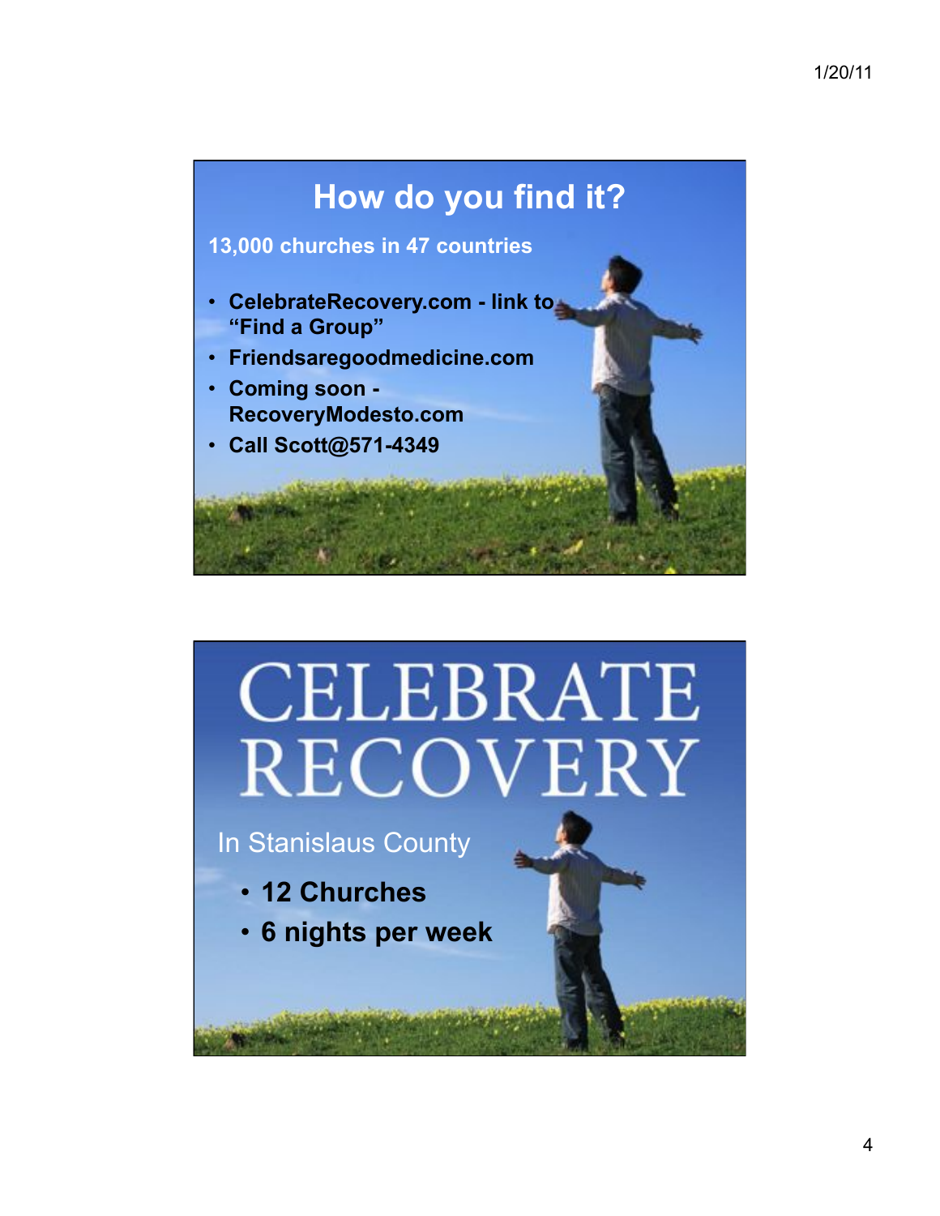# How do you find it?

**13,000 churches in 47 countries**

- **CelebrateRecovery.com - link to "Find a Group"**
- **Friendsaregoodmedicine.com**
- **Coming soon - RecoveryModesto.com**
- **Call Scott@571-4349**

# CELEBRATE RECOVERY

In Stanislaus County

- **12 Churches**
- **6 nights per week**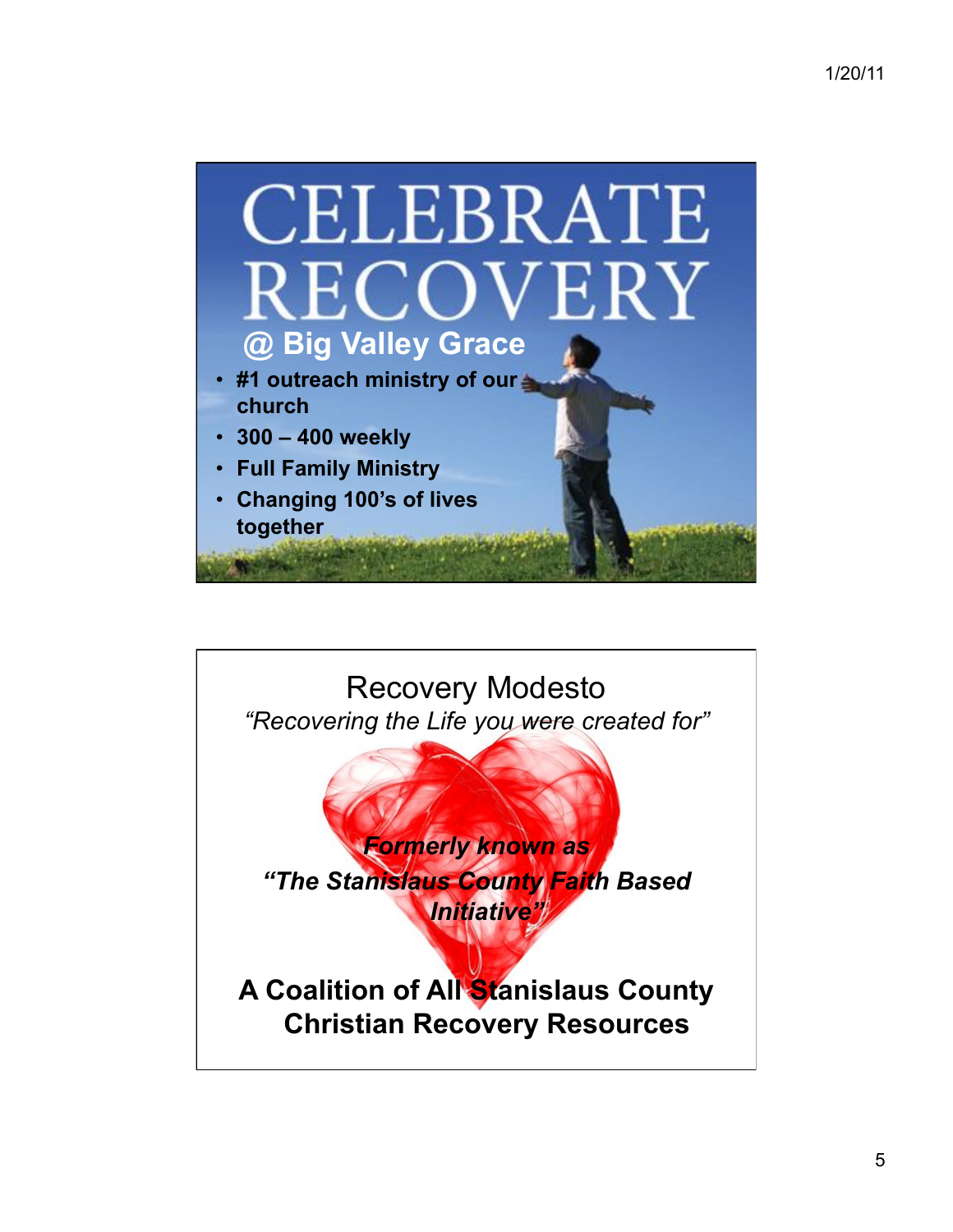# CELEBRATE RECOVERY

## @ Big Valley Grace

- **#1 outreach ministry of our church**
- **300 – 400 weekly**
- **Full Family Ministry**
- **Changing 100's of lives together**

# Recovery Modesto

*"Recovering the Life you were created for"*

***Formerly known as***

***"The Stanislaus County Faith Based Initiative"***

**A Coalition of All Stanislaus County Christian Recovery Resources**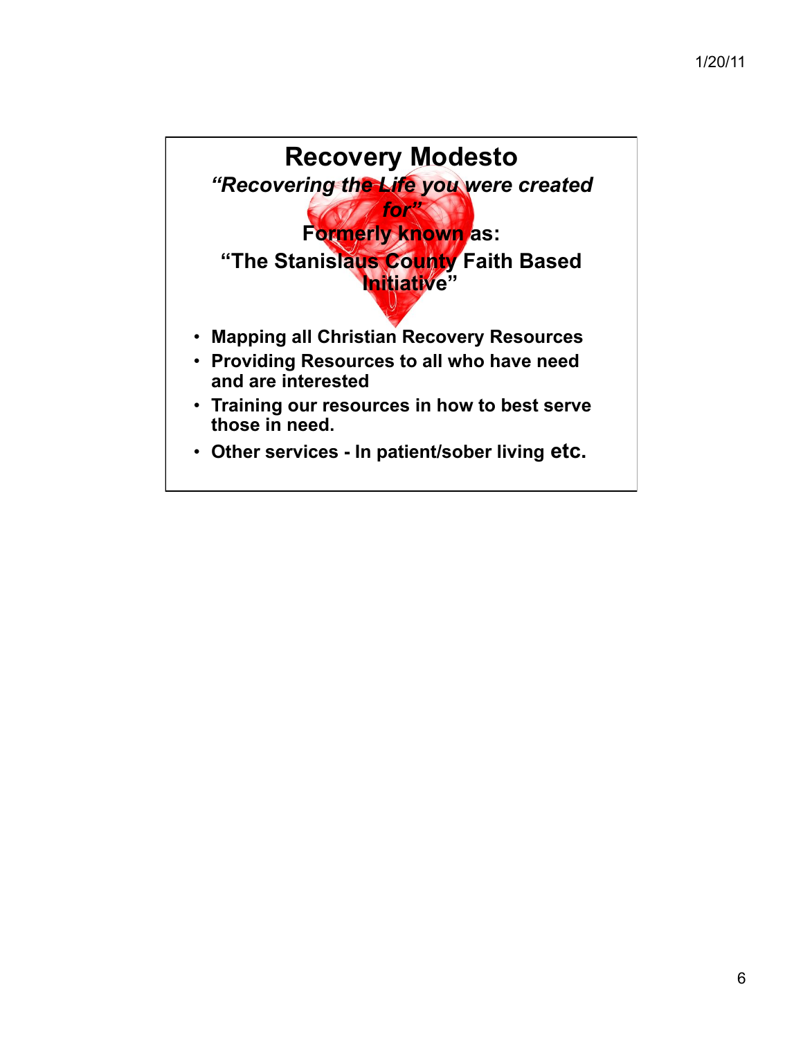# Recovery Modesto

***"Recovering the Life you were created for"***

**Formerly known as:**

**"The Stanislaus County Faith Based Initiative"**

- **Mapping all Christian Recovery Resources**
- **Providing Resources to all who have need and are interested**
- **Training our resources in how to best serve those in need.**
- **Other services - In patient/sober living etc.**